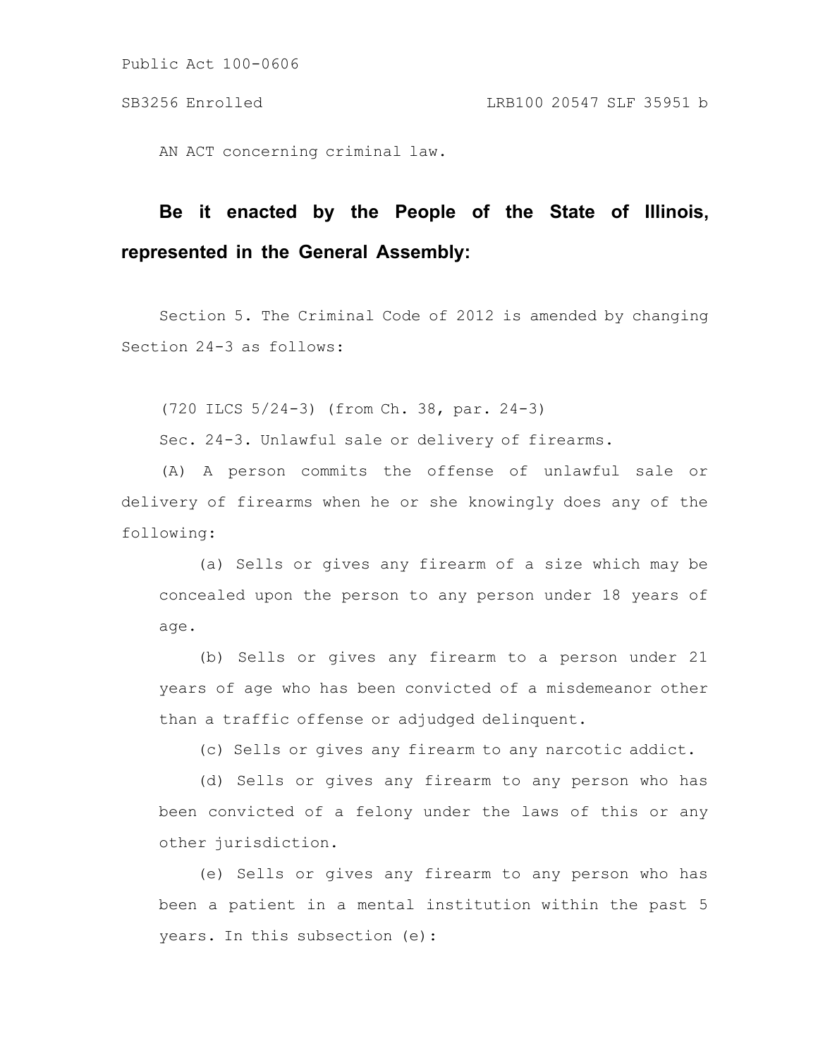Public Act 100-0606

SB3256 Enrolled LRB100 20547 SLF 35951 b

AN ACT concerning criminal law.

**Be it enacted by the People of the State of Illinois, represented in the General Assembly:**

Section 5. The Criminal Code of 2012 is amended by changing Section 24-3 as follows:

(720 ILCS 5/24-3) (from Ch. 38, par. 24-3)

Sec. 24-3. Unlawful sale or delivery of firearms.

(A) A person commits the offense of unlawful sale or delivery of firearms when he or she knowingly does any of the following:

(a) Sells or gives any firearm of a size which may be concealed upon the person to any person under 18 years of age.

(b) Sells or gives any firearm to a person under 21 years of age who has been convicted of a misdemeanor other than a traffic offense or adjudged delinquent.

(c) Sells or gives any firearm to any narcotic addict.

(d) Sells or gives any firearm to any person who has been convicted of a felony under the laws of this or any other jurisdiction.

(e) Sells or gives any firearm to any person who has been a patient in a mental institution within the past 5 years. In this subsection (e):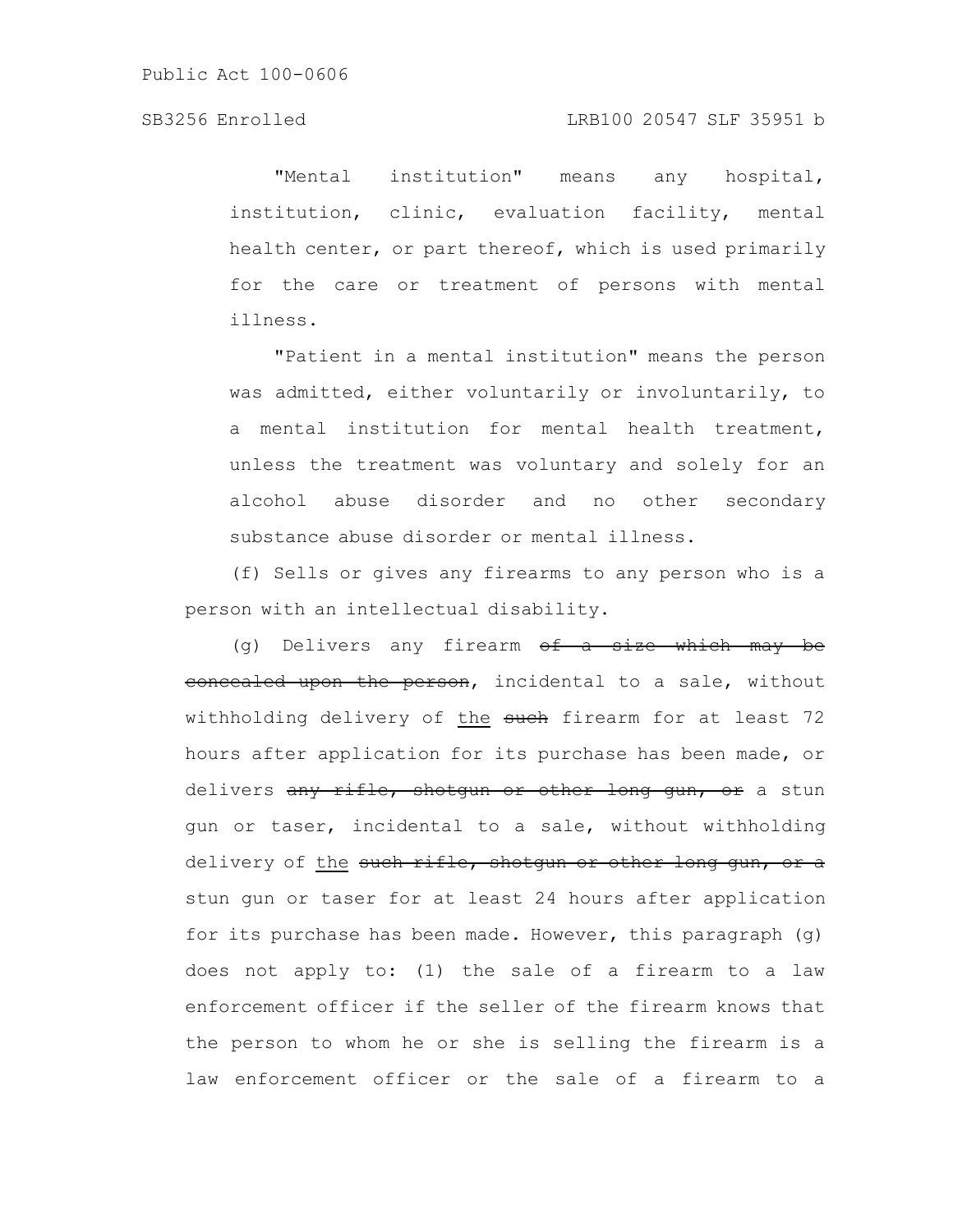"Mental institution" means any hospital, institution, clinic, evaluation facility, mental health center, or part thereof, which is used primarily for the care or treatment of persons with mental illness.

"Patient in a mental institution" means the person was admitted, either voluntarily or involuntarily, to a mental institution for mental health treatment, unless the treatment was voluntary and solely for an alcohol abuse disorder and no other secondary substance abuse disorder or mental illness.

(f) Sells or gives any firearms to any person who is a person with an intellectual disability.

(g) Delivers any firearm ~~of a size which may be concealed upon the person~~, incidental to a sale, without withholding delivery of <u>the</u> ~~such~~ firearm for at least 72 hours after application for its purchase has been made, or delivers ~~any rifle, shotgun or other long gun, or~~ a stun gun or taser, incidental to a sale, without withholding delivery of <u>the</u> ~~such rifle, shotgun or other long gun, or a~~ stun gun or taser for at least 24 hours after application for its purchase has been made. However, this paragraph (g) does not apply to: (1) the sale of a firearm to a law enforcement officer if the seller of the firearm knows that the person to whom he or she is selling the firearm is a law enforcement officer or the sale of a firearm to a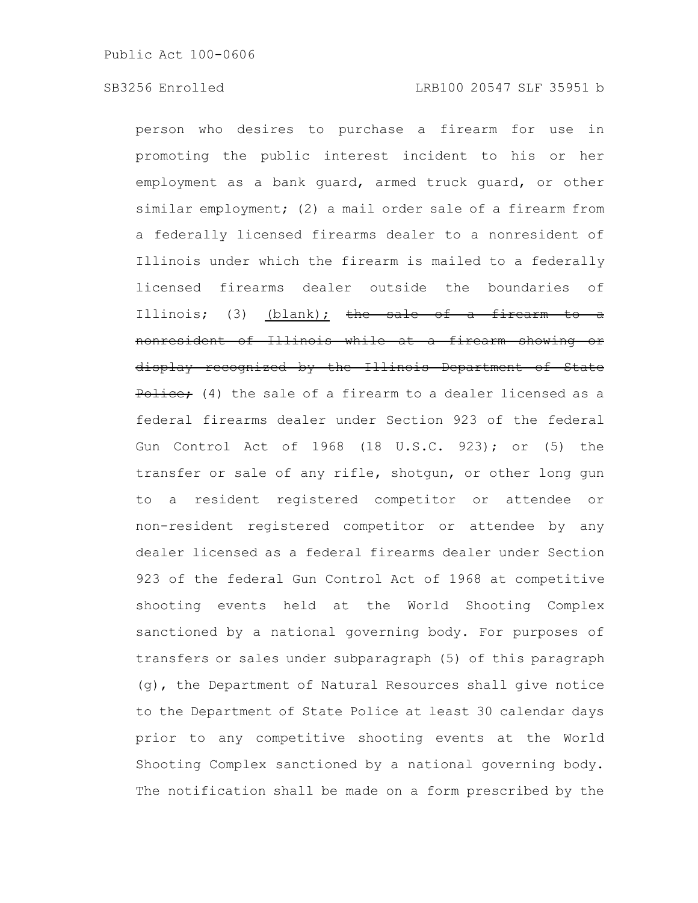person who desires to purchase a firearm for use in promoting the public interest incident to his or her employment as a bank guard, armed truck guard, or other similar employment; (2) a mail order sale of a firearm from a federally licensed firearms dealer to a nonresident of Illinois under which the firearm is mailed to a federally licensed firearms dealer outside the boundaries of Illinois; (3) <u>(blank);</u> ~~the sale of a firearm to a nonresident of Illinois while at a firearm showing or display recognized by the Illinois Department of State Police;~~ (4) the sale of a firearm to a dealer licensed as a federal firearms dealer under Section 923 of the federal Gun Control Act of 1968 (18 U.S.C. 923); or (5) the transfer or sale of any rifle, shotgun, or other long gun to a resident registered competitor or attendee or non-resident registered competitor or attendee by any dealer licensed as a federal firearms dealer under Section 923 of the federal Gun Control Act of 1968 at competitive shooting events held at the World Shooting Complex sanctioned by a national governing body. For purposes of transfers or sales under subparagraph (5) of this paragraph (g), the Department of Natural Resources shall give notice to the Department of State Police at least 30 calendar days prior to any competitive shooting events at the World Shooting Complex sanctioned by a national governing body. The notification shall be made on a form prescribed by the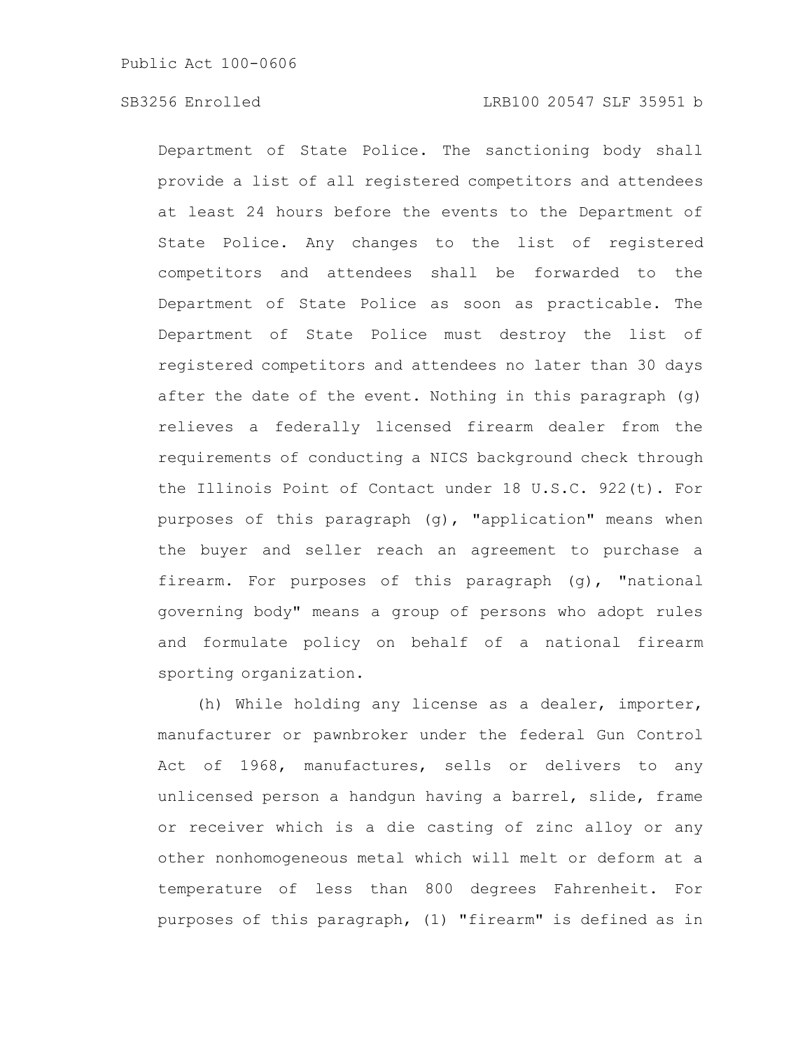Department of State Police. The sanctioning body shall provide a list of all registered competitors and attendees at least 24 hours before the events to the Department of State Police. Any changes to the list of registered competitors and attendees shall be forwarded to the Department of State Police as soon as practicable. The Department of State Police must destroy the list of registered competitors and attendees no later than 30 days after the date of the event. Nothing in this paragraph (g) relieves a federally licensed firearm dealer from the requirements of conducting a NICS background check through the Illinois Point of Contact under 18 U.S.C. 922(t). For purposes of this paragraph (g), "application" means when the buyer and seller reach an agreement to purchase a firearm. For purposes of this paragraph (g), "national governing body" means a group of persons who adopt rules and formulate policy on behalf of a national firearm sporting organization.

(h) While holding any license as a dealer, importer, manufacturer or pawnbroker under the federal Gun Control Act of 1968, manufactures, sells or delivers to any unlicensed person a handgun having a barrel, slide, frame or receiver which is a die casting of zinc alloy or any other nonhomogeneous metal which will melt or deform at a temperature of less than 800 degrees Fahrenheit. For purposes of this paragraph, (1) "firearm" is defined as in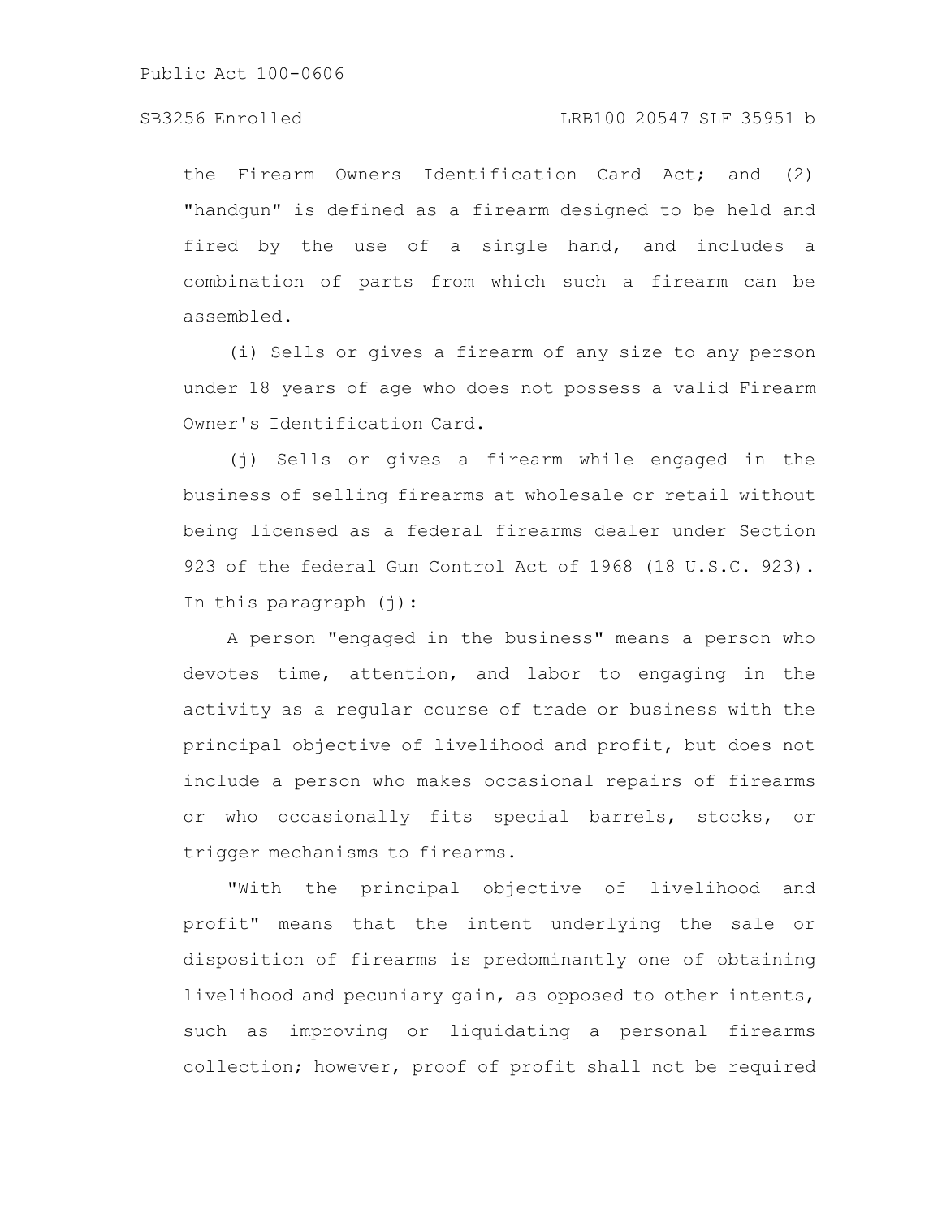the Firearm Owners Identification Card Act; and (2) "handgun" is defined as a firearm designed to be held and fired by the use of a single hand, and includes a combination of parts from which such a firearm can be assembled.

(i) Sells or gives a firearm of any size to any person under 18 years of age who does not possess a valid Firearm Owner's Identification Card.

(j) Sells or gives a firearm while engaged in the business of selling firearms at wholesale or retail without being licensed as a federal firearms dealer under Section 923 of the federal Gun Control Act of 1968 (18 U.S.C. 923). In this paragraph (j):

A person "engaged in the business" means a person who devotes time, attention, and labor to engaging in the activity as a regular course of trade or business with the principal objective of livelihood and profit, but does not include a person who makes occasional repairs of firearms or who occasionally fits special barrels, stocks, or trigger mechanisms to firearms.

"With the principal objective of livelihood and profit" means that the intent underlying the sale or disposition of firearms is predominantly one of obtaining livelihood and pecuniary gain, as opposed to other intents, such as improving or liquidating a personal firearms collection; however, proof of profit shall not be required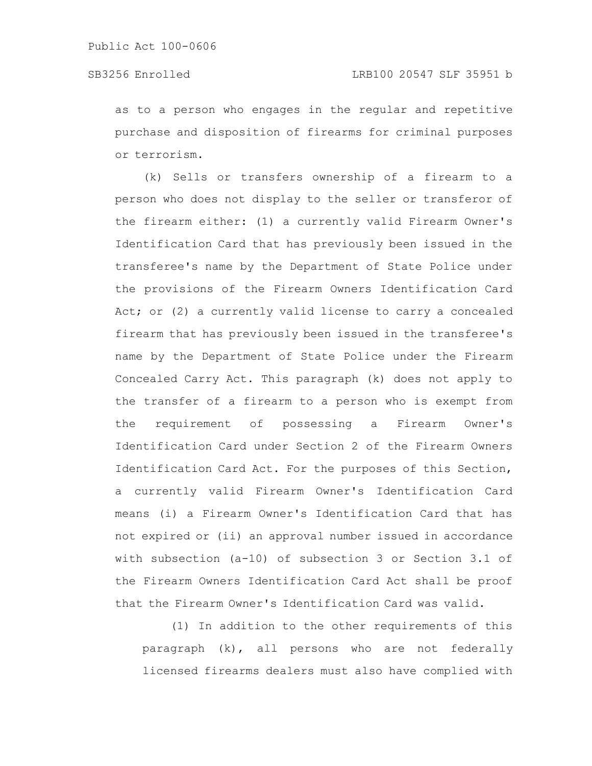as to a person who engages in the regular and repetitive purchase and disposition of firearms for criminal purposes or terrorism.

(k) Sells or transfers ownership of a firearm to a person who does not display to the seller or transferor of the firearm either: (1) a currently valid Firearm Owner's Identification Card that has previously been issued in the transferee's name by the Department of State Police under the provisions of the Firearm Owners Identification Card Act; or (2) a currently valid license to carry a concealed firearm that has previously been issued in the transferee's name by the Department of State Police under the Firearm Concealed Carry Act. This paragraph (k) does not apply to the transfer of a firearm to a person who is exempt from the requirement of possessing a Firearm Owner's Identification Card under Section 2 of the Firearm Owners Identification Card Act. For the purposes of this Section, a currently valid Firearm Owner's Identification Card means (i) a Firearm Owner's Identification Card that has not expired or (ii) an approval number issued in accordance with subsection (a-10) of subsection 3 or Section 3.1 of the Firearm Owners Identification Card Act shall be proof that the Firearm Owner's Identification Card was valid.

(1) In addition to the other requirements of this paragraph (k), all persons who are not federally licensed firearms dealers must also have complied with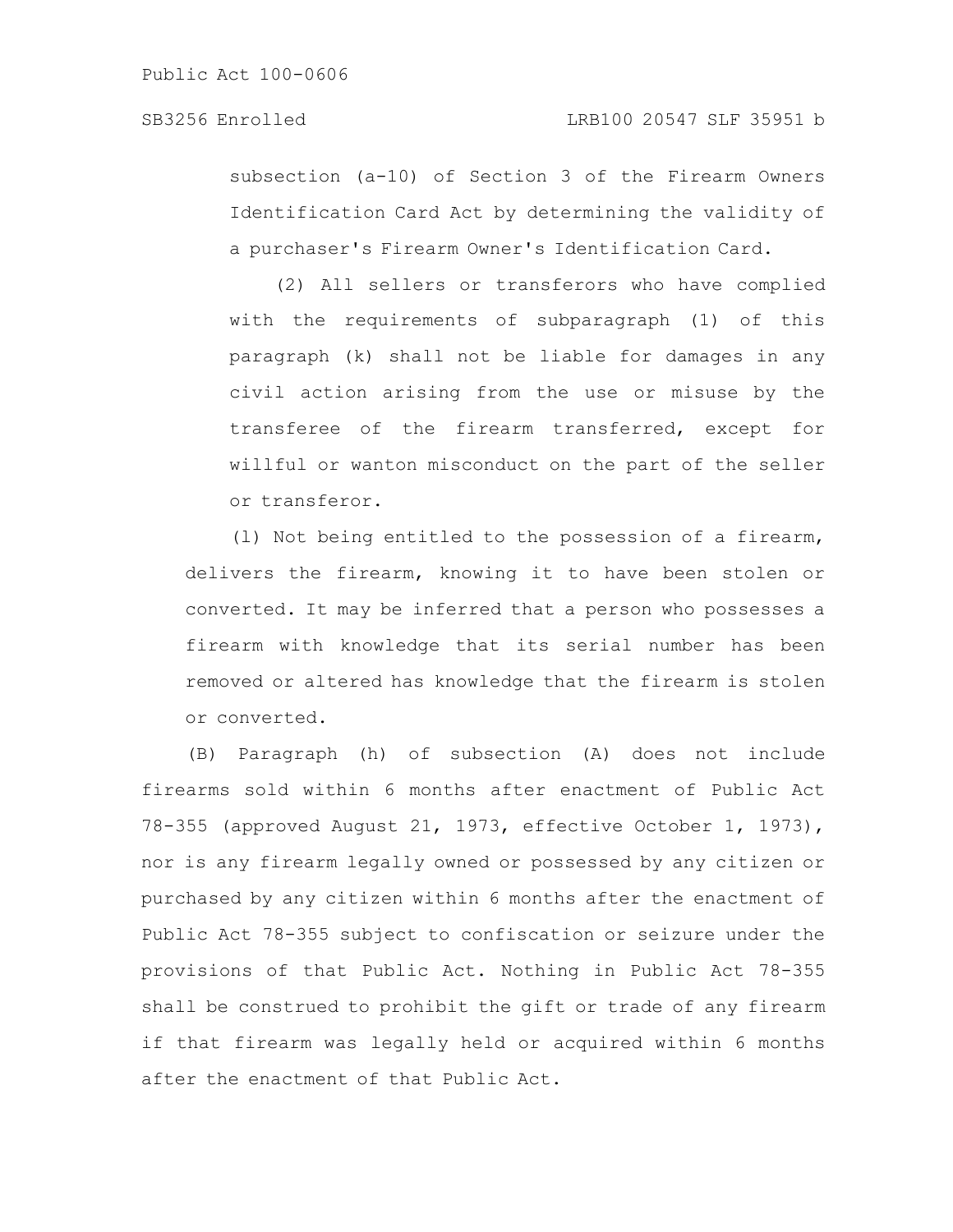subsection (a-10) of Section 3 of the Firearm Owners Identification Card Act by determining the validity of a purchaser's Firearm Owner's Identification Card.

(2) All sellers or transferors who have complied with the requirements of subparagraph (1) of this paragraph (k) shall not be liable for damages in any civil action arising from the use or misuse by the transferee of the firearm transferred, except for willful or wanton misconduct on the part of the seller or transferor.

(l) Not being entitled to the possession of a firearm, delivers the firearm, knowing it to have been stolen or converted. It may be inferred that a person who possesses a firearm with knowledge that its serial number has been removed or altered has knowledge that the firearm is stolen or converted.

(B) Paragraph (h) of subsection (A) does not include firearms sold within 6 months after enactment of Public Act 78-355 (approved August 21, 1973, effective October 1, 1973), nor is any firearm legally owned or possessed by any citizen or purchased by any citizen within 6 months after the enactment of Public Act 78-355 subject to confiscation or seizure under the provisions of that Public Act. Nothing in Public Act 78-355 shall be construed to prohibit the gift or trade of any firearm if that firearm was legally held or acquired within 6 months after the enactment of that Public Act.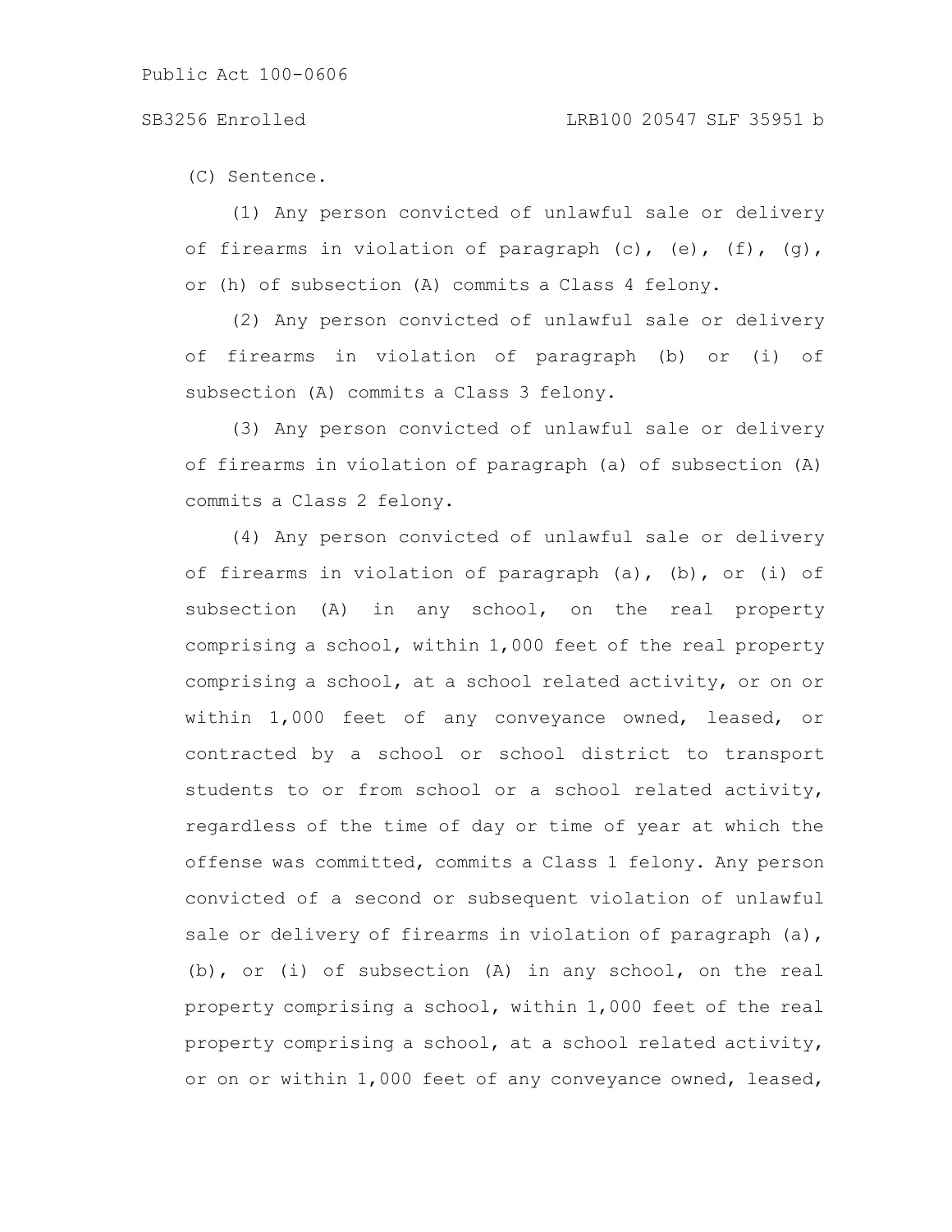(C) Sentence.

(1) Any person convicted of unlawful sale or delivery of firearms in violation of paragraph (c), (e), (f), (g), or (h) of subsection (A) commits a Class 4 felony.

(2) Any person convicted of unlawful sale or delivery of firearms in violation of paragraph (b) or (i) of subsection (A) commits a Class 3 felony.

(3) Any person convicted of unlawful sale or delivery of firearms in violation of paragraph (a) of subsection (A) commits a Class 2 felony.

(4) Any person convicted of unlawful sale or delivery of firearms in violation of paragraph (a), (b), or (i) of subsection (A) in any school, on the real property comprising a school, within 1,000 feet of the real property comprising a school, at a school related activity, or on or within 1,000 feet of any conveyance owned, leased, or contracted by a school or school district to transport students to or from school or a school related activity, regardless of the time of day or time of year at which the offense was committed, commits a Class 1 felony. Any person convicted of a second or subsequent violation of unlawful sale or delivery of firearms in violation of paragraph (a), (b), or (i) of subsection (A) in any school, on the real property comprising a school, within 1,000 feet of the real property comprising a school, at a school related activity, or on or within 1,000 feet of any conveyance owned, leased,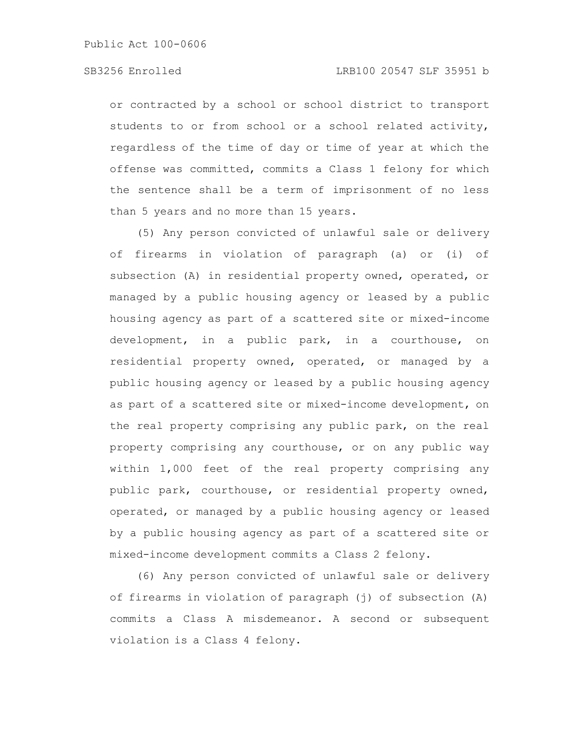or contracted by a school or school district to transport students to or from school or a school related activity, regardless of the time of day or time of year at which the offense was committed, commits a Class 1 felony for which the sentence shall be a term of imprisonment of no less than 5 years and no more than 15 years.

(5) Any person convicted of unlawful sale or delivery of firearms in violation of paragraph (a) or (i) of subsection (A) in residential property owned, operated, or managed by a public housing agency or leased by a public housing agency as part of a scattered site or mixed-income development, in a public park, in a courthouse, on residential property owned, operated, or managed by a public housing agency or leased by a public housing agency as part of a scattered site or mixed-income development, on the real property comprising any public park, on the real property comprising any courthouse, or on any public way within 1,000 feet of the real property comprising any public park, courthouse, or residential property owned, operated, or managed by a public housing agency or leased by a public housing agency as part of a scattered site or mixed-income development commits a Class 2 felony.

(6) Any person convicted of unlawful sale or delivery of firearms in violation of paragraph (j) of subsection (A) commits a Class A misdemeanor. A second or subsequent violation is a Class 4 felony.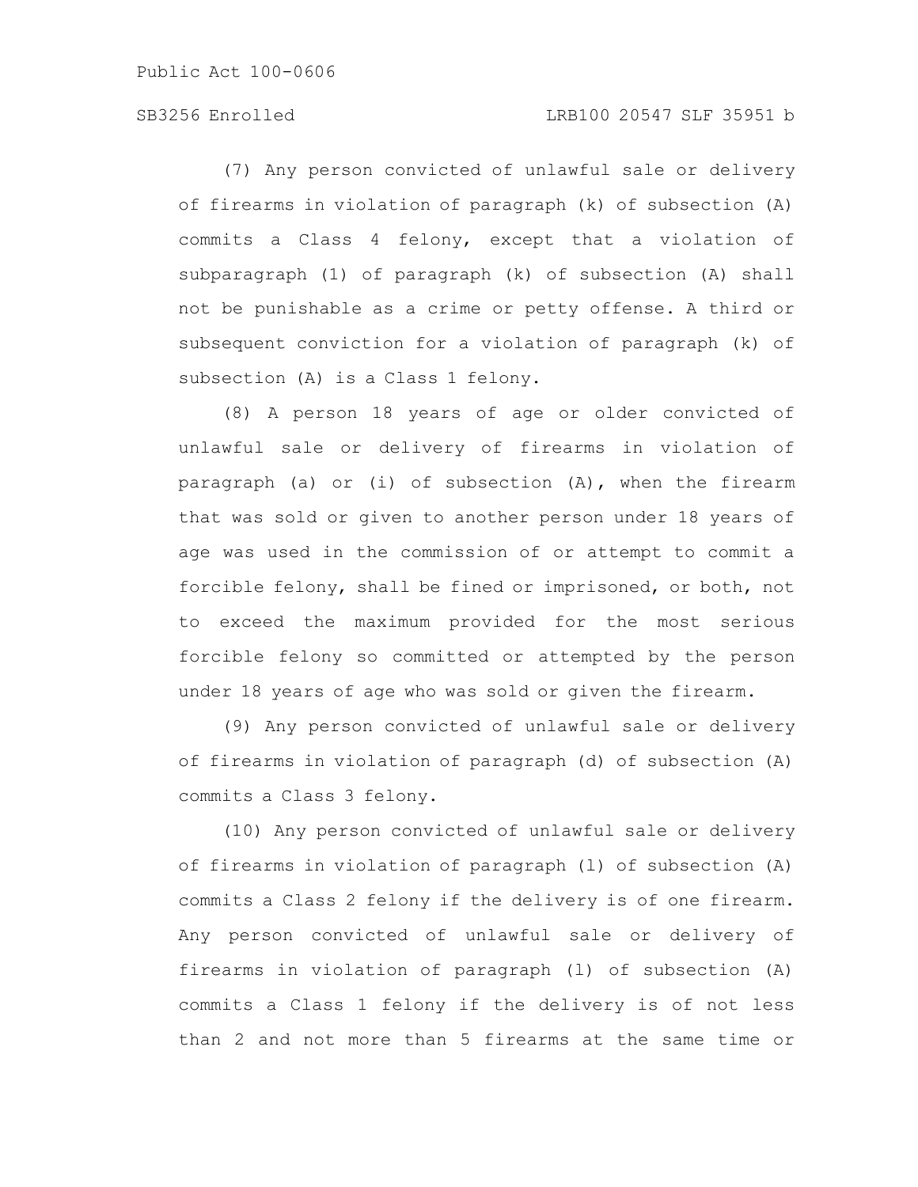(7) Any person convicted of unlawful sale or delivery of firearms in violation of paragraph (k) of subsection (A) commits a Class 4 felony, except that a violation of subparagraph (1) of paragraph (k) of subsection (A) shall not be punishable as a crime or petty offense. A third or subsequent conviction for a violation of paragraph (k) of subsection (A) is a Class 1 felony.

(8) A person 18 years of age or older convicted of unlawful sale or delivery of firearms in violation of paragraph (a) or (i) of subsection (A), when the firearm that was sold or given to another person under 18 years of age was used in the commission of or attempt to commit a forcible felony, shall be fined or imprisoned, or both, not to exceed the maximum provided for the most serious forcible felony so committed or attempted by the person under 18 years of age who was sold or given the firearm.

(9) Any person convicted of unlawful sale or delivery of firearms in violation of paragraph (d) of subsection (A) commits a Class 3 felony.

(10) Any person convicted of unlawful sale or delivery of firearms in violation of paragraph (l) of subsection (A) commits a Class 2 felony if the delivery is of one firearm. Any person convicted of unlawful sale or delivery of firearms in violation of paragraph (l) of subsection (A) commits a Class 1 felony if the delivery is of not less than 2 and not more than 5 firearms at the same time or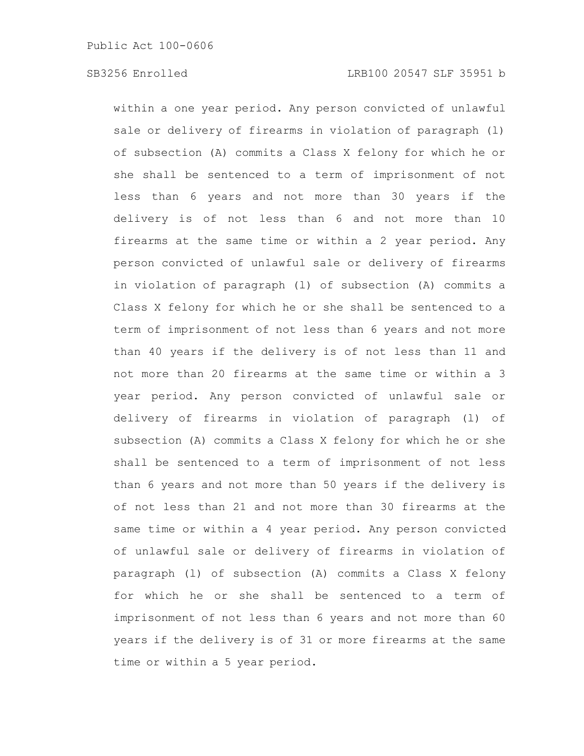within a one year period. Any person convicted of unlawful sale or delivery of firearms in violation of paragraph (l) of subsection (A) commits a Class X felony for which he or she shall be sentenced to a term of imprisonment of not less than 6 years and not more than 30 years if the delivery is of not less than 6 and not more than 10 firearms at the same time or within a 2 year period. Any person convicted of unlawful sale or delivery of firearms in violation of paragraph (l) of subsection (A) commits a Class X felony for which he or she shall be sentenced to a term of imprisonment of not less than 6 years and not more than 40 years if the delivery is of not less than 11 and not more than 20 firearms at the same time or within a 3 year period. Any person convicted of unlawful sale or delivery of firearms in violation of paragraph (l) of subsection (A) commits a Class X felony for which he or she shall be sentenced to a term of imprisonment of not less than 6 years and not more than 50 years if the delivery is of not less than 21 and not more than 30 firearms at the same time or within a 4 year period. Any person convicted of unlawful sale or delivery of firearms in violation of paragraph (l) of subsection (A) commits a Class X felony for which he or she shall be sentenced to a term of imprisonment of not less than 6 years and not more than 60 years if the delivery is of 31 or more firearms at the same time or within a 5 year period.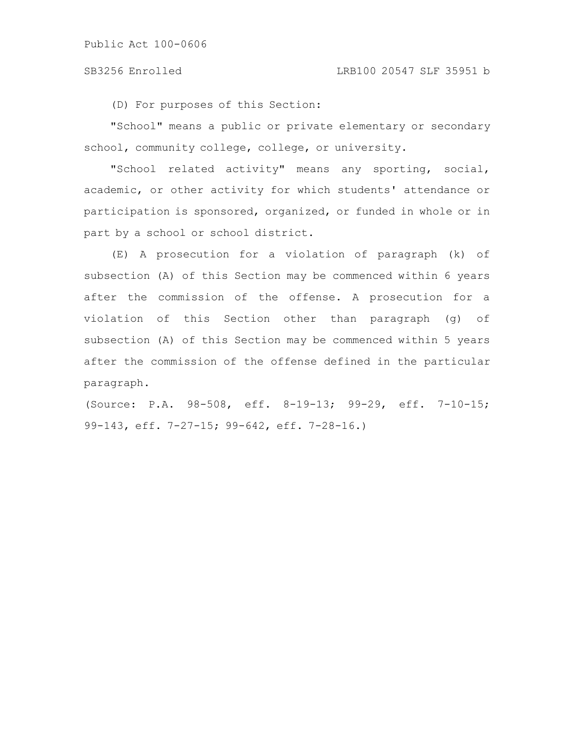(D) For purposes of this Section:

"School" means a public or private elementary or secondary school, community college, college, or university.

"School related activity" means any sporting, social, academic, or other activity for which students' attendance or participation is sponsored, organized, or funded in whole or in part by a school or school district.

(E) A prosecution for a violation of paragraph (k) of subsection (A) of this Section may be commenced within 6 years after the commission of the offense. A prosecution for a violation of this Section other than paragraph (g) of subsection (A) of this Section may be commenced within 5 years after the commission of the offense defined in the particular paragraph.

(Source: P.A. 98-508, eff. 8-19-13; 99-29, eff. 7-10-15; 99-143, eff. 7-27-15; 99-642, eff. 7-28-16.)